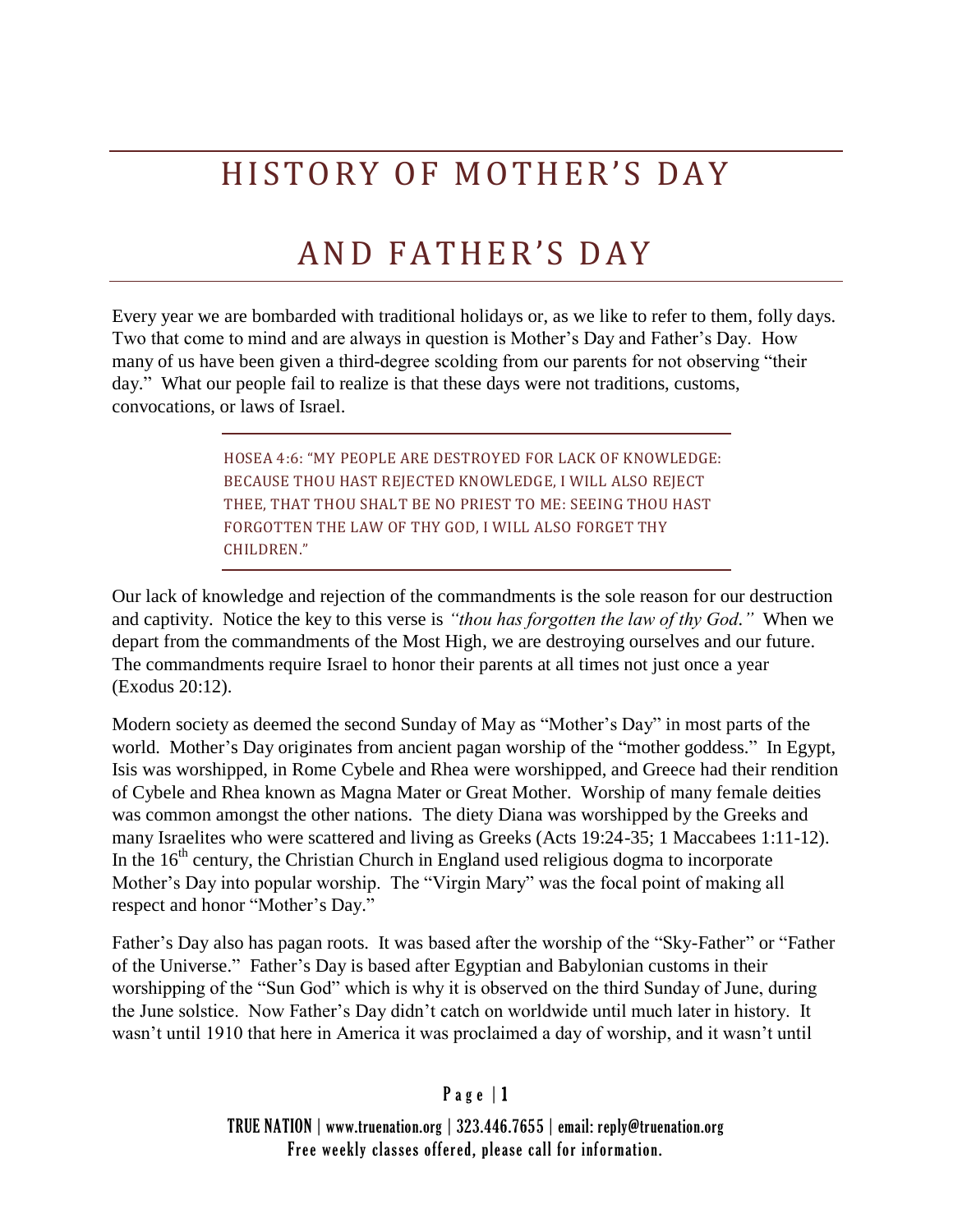# HISTORY OF MOTHER'S DAY AND FATHER'S DAY

Every year we are bombarded with traditional holidays or, as we like to refer to them, folly days. Two that come to mind and are always in question is Mother's Day and Father's Day. How many of us have been given a third-degree scolding from our parents for not observing "their day." What our people fail to realize is that these days were not traditions, customs, convocations, or laws of Israel.

> HOSEA 4:6: "MY PEOPLE ARE DESTROYED FOR LACK OF KNOWLEDGE: BECAUSE THOU HAST REJECTED KNOWLEDGE, I WILL ALSO REJECT THEE, THAT THOU SHALT BE NO PRIEST TO ME: SEEING THOU HAST FORGOTTEN THE LAW OF THY GOD, I WILL ALSO FORGET THY CHILDREN."

Our lack of knowledge and rejection of the commandments is the sole reason for our destruction and captivity. Notice the key to this verse is *"thou has forgotten the law of thy God."* When we depart from the commandments of the Most High, we are destroying ourselves and our future. The commandments require Israel to honor their parents at all times not just once a year (Exodus 20:12).

Modern society as deemed the second Sunday of May as "Mother's Day" in most parts of the world. Mother's Day originates from ancient pagan worship of the "mother goddess." In Egypt, Isis was worshipped, in Rome Cybele and Rhea were worshipped, and Greece had their rendition of Cybele and Rhea known as Magna Mater or Great Mother. Worship of many female deities was common amongst the other nations. The diety Diana was worshipped by the Greeks and many Israelites who were scattered and living as Greeks (Acts 19:24-35; 1 Maccabees 1:11-12). In the 16th century, the Christian Church in England used religious dogma to incorporate Mother's Day into popular worship. The "Virgin Mary" was the focal point of making all respect and honor "Mother's Day."

Father's Day also has pagan roots. It was based after the worship of the "Sky-Father" or "Father of the Universe." Father's Day is based after Egyptian and Babylonian customs in their worshipping of the "Sun God" which is why it is observed on the third Sunday of June, during the June solstice. Now Father's Day didn't catch on worldwide until much later in history. It wasn't until 1910 that here in America it was proclaimed a day of worship, and it wasn't until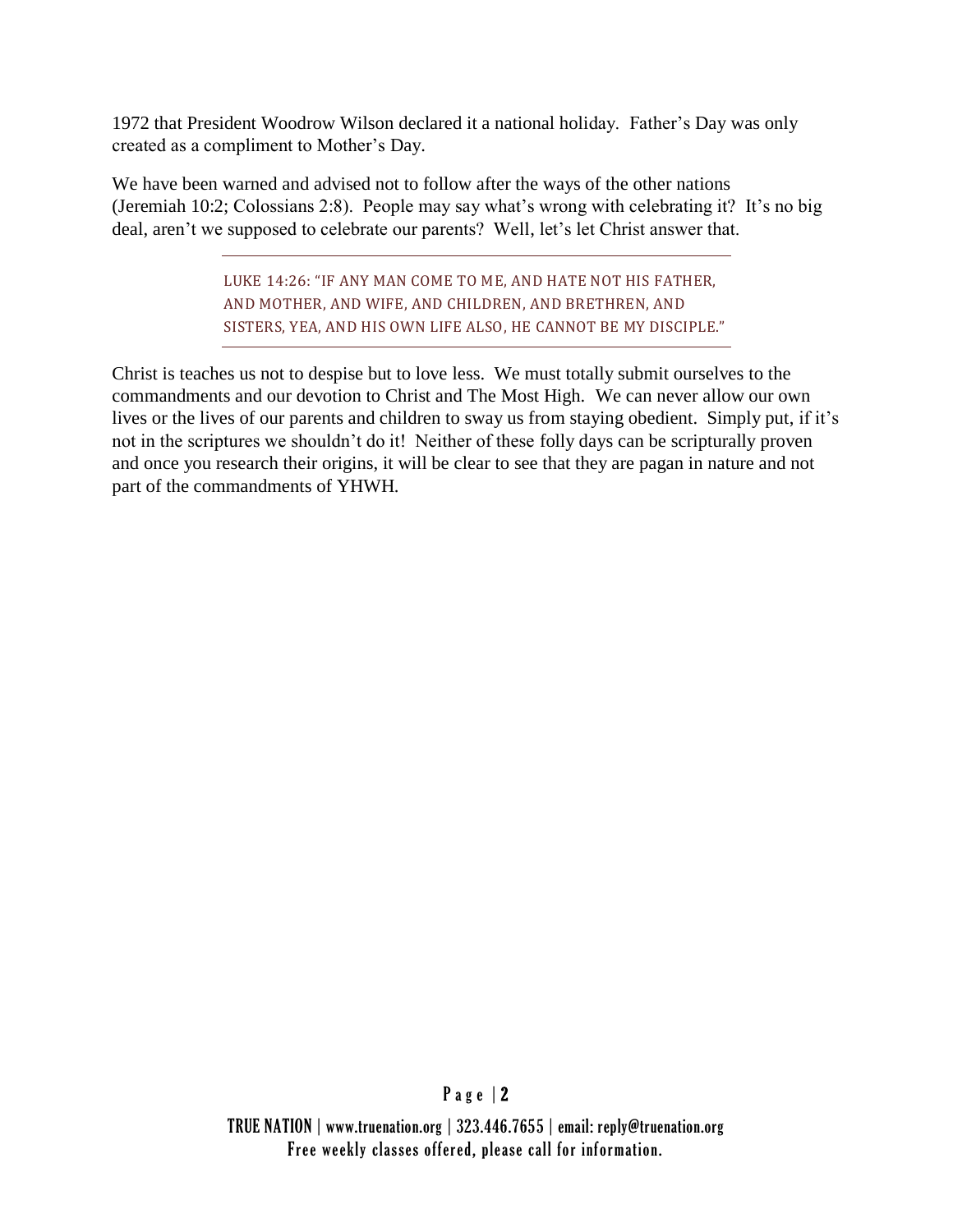1972 that President Woodrow Wilson declared it a national holiday. Father's Day was only created as a compliment to Mother's Day.

We have been warned and advised not to follow after the ways of the other nations (Jeremiah 10:2; Colossians 2:8). People may say what's wrong with celebrating it? It's no big deal, aren't we supposed to celebrate our parents? Well, let's let Christ answer that.

> LUKE 14:26: "IF ANY MAN COME TO ME, AND HATE NOT HIS FATHER, AND MOTHER, AND WIFE, AND CHILDREN, AND BRETHREN, AND SISTERS, YEA, AND HIS OWN LIFE ALSO, HE CANNOT BE MY DISCIPLE."

Christ is teaches us not to despise but to love less. We must totally submit ourselves to the commandments and our devotion to Christ and The Most High. We can never allow our own lives or the lives of our parents and children to sway us from staying obedient. Simply put, if it's not in the scriptures we shouldn't do it! Neither of these folly days can be scripturally proven and once you research their origins, it will be clear to see that they are pagan in nature and not part of the commandments of YHWH.

TRUE NATION | www.truenation.org | 323.446.7655 | email: reply@truenation.org
Free weekly classes offered, please call for information.